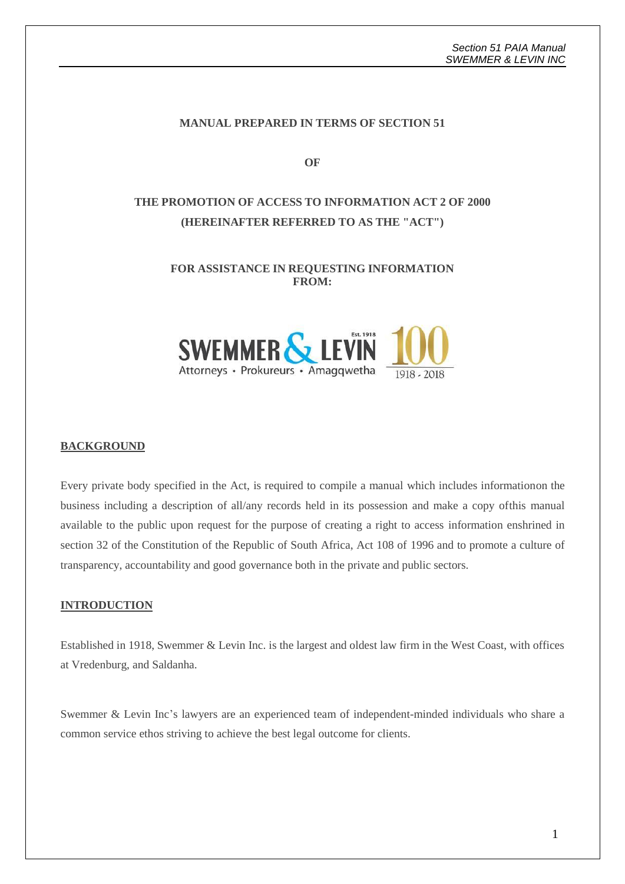**MANUAL PREPARED IN TERMS OF SECTION 51**

**OF**

**THE PROMOTION OF ACCESS TO INFORMATION ACT 2 OF 2000 (HEREINAFTER REFERRED TO AS THE "ACT")**

**FOR ASSISTANCE IN REQUESTING INFORMATION FROM:**

SWEMMER & LEVIN Est. 1918
Attorneys • Prokureurs • Amagqwetha
100 1918 - 2018

## BACKGROUND

Every private body specified in the Act, is required to compile a manual which includes informationon the business including a description of all/any records held in its possession and make a copy ofthis manual available to the public upon request for the purpose of creating a right to access information enshrined in section 32 of the Constitution of the Republic of South Africa, Act 108 of 1996 and to promote a culture of transparency, accountability and good governance both in the private and public sectors.

## INTRODUCTION

Established in 1918, Swemmer & Levin Inc. is the largest and oldest law firm in the West Coast, with offices at Vredenburg, and Saldanha.

Swemmer & Levin Inc's lawyers are an experienced team of independent-minded individuals who share a common service ethos striving to achieve the best legal outcome for clients.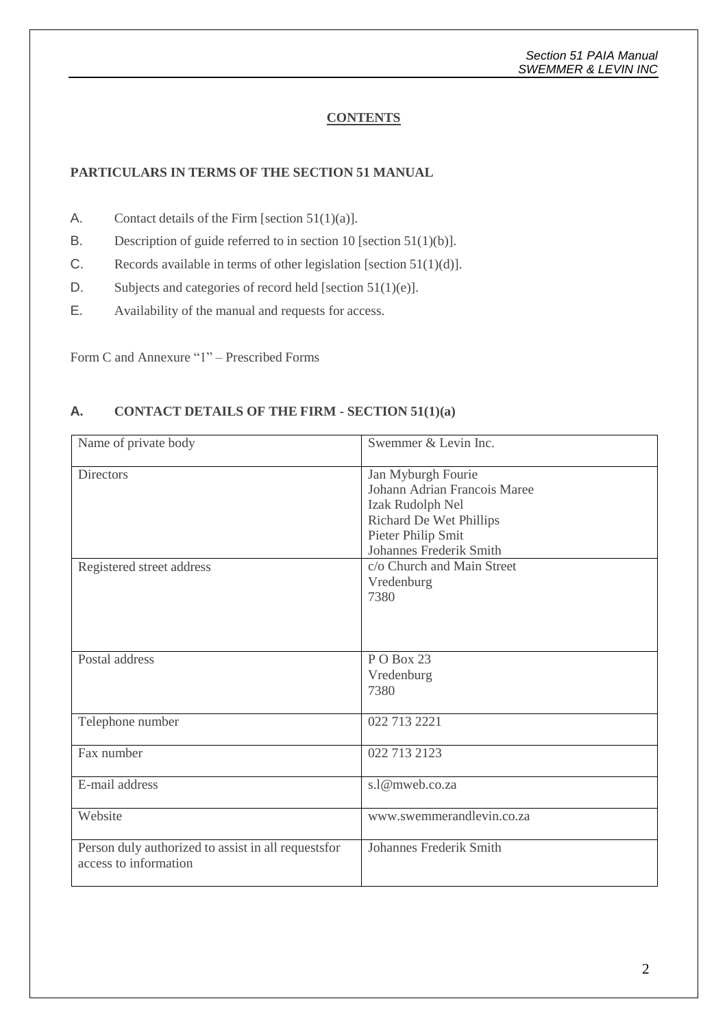## CONTENTS

### PARTICULARS IN TERMS OF THE SECTION 51 MANUAL

A. Contact details of the Firm [section 51(1)(a)].

B. Description of guide referred to in section 10 [section 51(1)(b)].

C. Records available in terms of other legislation [section 51(1)(d)].

D. Subjects and categories of record held [section 51(1)(e)].

E. Availability of the manual and requests for access.

Form C and Annexure "1" – Prescribed Forms

## A. CONTACT DETAILS OF THE FIRM - SECTION 51(1)(a)

| Name of private body | Swemmer & Levin Inc. |
|---|---|
| Directors | Jan Myburgh Fourie<br>Johann Adrian Francois Maree<br>Izak Rudolph Nel<br>Richard De Wet Phillips<br>Pieter Philip Smit<br>Johannes Frederik Smith |
| Registered street address | c/o Church and Main Street<br>Vredenburg<br>7380 |
| Postal address | P O Box 23<br>Vredenburg<br>7380 |
| Telephone number | 022 713 2221 |
| Fax number | 022 713 2123 |
| E-mail address | s.l@mweb.co.za |
| Website | www.swemmerandlevin.co.za |
| Person duly authorized to assist in all requestsfor access to information | Johannes Frederik Smith |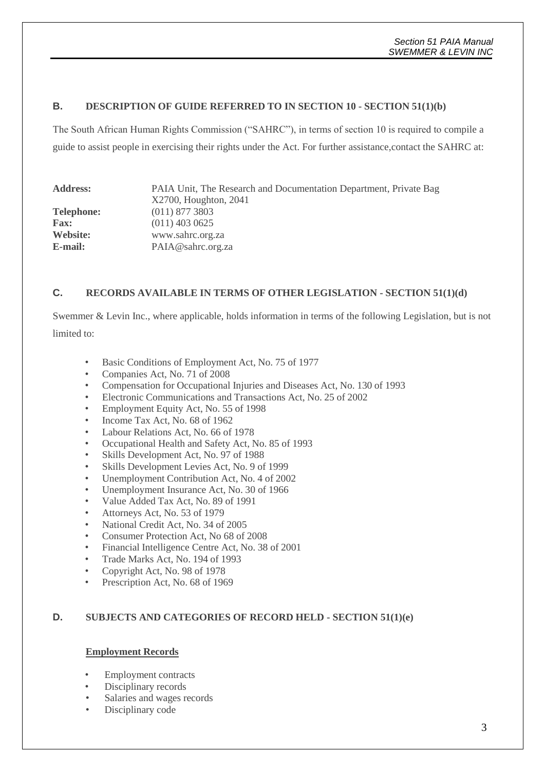## B. DESCRIPTION OF GUIDE REFERRED TO IN SECTION 10 - SECTION 51(1)(b)

The South African Human Rights Commission ("SAHRC"), in terms of section 10 is required to compile a guide to assist people in exercising their rights under the Act. For further assistance,contact the SAHRC at:

| | |
|---|---|
| **Address:** | PAIA Unit, The Research and Documentation Department, Private Bag X2700, Houghton, 2041 |
| **Telephone:** | (011) 877 3803 |
| **Fax:** | (011) 403 0625 |
| **Website:** | www.sahrc.org.za |
| **E-mail:** | PAIA@sahrc.org.za |

## C. RECORDS AVAILABLE IN TERMS OF OTHER LEGISLATION - SECTION 51(1)(d)

Swemmer & Levin Inc., where applicable, holds information in terms of the following Legislation, but is not limited to:

- Basic Conditions of Employment Act, No. 75 of 1977
- Companies Act, No. 71 of 2008
- Compensation for Occupational Injuries and Diseases Act, No. 130 of 1993
- Electronic Communications and Transactions Act, No. 25 of 2002
- Employment Equity Act, No. 55 of 1998
- Income Tax Act, No. 68 of 1962
- Labour Relations Act, No. 66 of 1978
- Occupational Health and Safety Act, No. 85 of 1993
- Skills Development Act, No. 97 of 1988
- Skills Development Levies Act, No. 9 of 1999
- Unemployment Contribution Act, No. 4 of 2002
- Unemployment Insurance Act, No. 30 of 1966
- Value Added Tax Act, No. 89 of 1991
- Attorneys Act, No. 53 of 1979
- National Credit Act, No. 34 of 2005
- Consumer Protection Act, No 68 of 2008
- Financial Intelligence Centre Act, No. 38 of 2001
- Trade Marks Act, No. 194 of 1993
- Copyright Act, No. 98 of 1978
- Prescription Act, No. 68 of 1969

## D. SUBJECTS AND CATEGORIES OF RECORD HELD - SECTION 51(1)(e)

**Employment Records**

- Employment contracts
- Disciplinary records
- Salaries and wages records
- Disciplinary code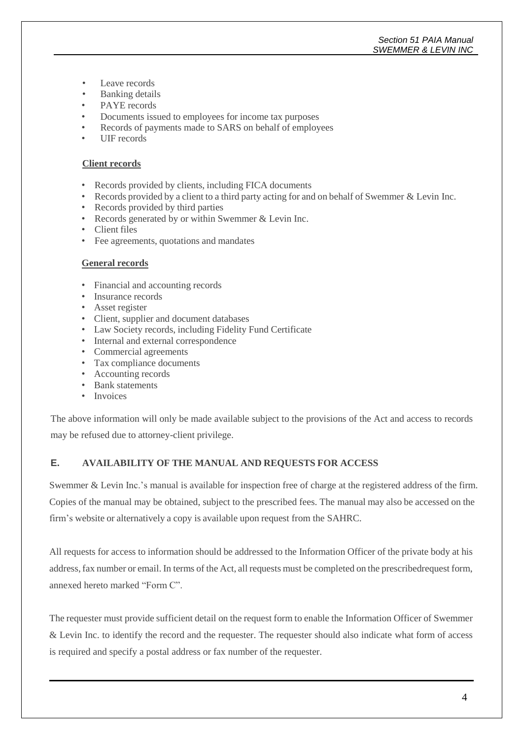- Leave records
- Banking details
- PAYE records
- Documents issued to employees for income tax purposes
- Records of payments made to SARS on behalf of employees
- UIF records

**Client records**

- Records provided by clients, including FICA documents
- Records provided by a client to a third party acting for and on behalf of Swemmer & Levin Inc.
- Records provided by third parties
- Records generated by or within Swemmer & Levin Inc.
- Client files
- Fee agreements, quotations and mandates

**General records**

- Financial and accounting records
- Insurance records
- Asset register
- Client, supplier and document databases
- Law Society records, including Fidelity Fund Certificate
- Internal and external correspondence
- Commercial agreements
- Tax compliance documents
- Accounting records
- Bank statements
- Invoices

The above information will only be made available subject to the provisions of the Act and access to records may be refused due to attorney-client privilege.

## E. AVAILABILITY OF THE MANUAL AND REQUESTS FOR ACCESS

Swemmer & Levin Inc.'s manual is available for inspection free of charge at the registered address of the firm. Copies of the manual may be obtained, subject to the prescribed fees. The manual may also be accessed on the firm's website or alternatively a copy is available upon request from the SAHRC.

All requests for access to information should be addressed to the Information Officer of the private body at his address, fax number or email. In terms of the Act, all requests must be completed on the prescribedrequest form, annexed hereto marked "Form C".

The requester must provide sufficient detail on the request form to enable the Information Officer of Swemmer & Levin Inc. to identify the record and the requester. The requester should also indicate what form of access is required and specify a postal address or fax number of the requester.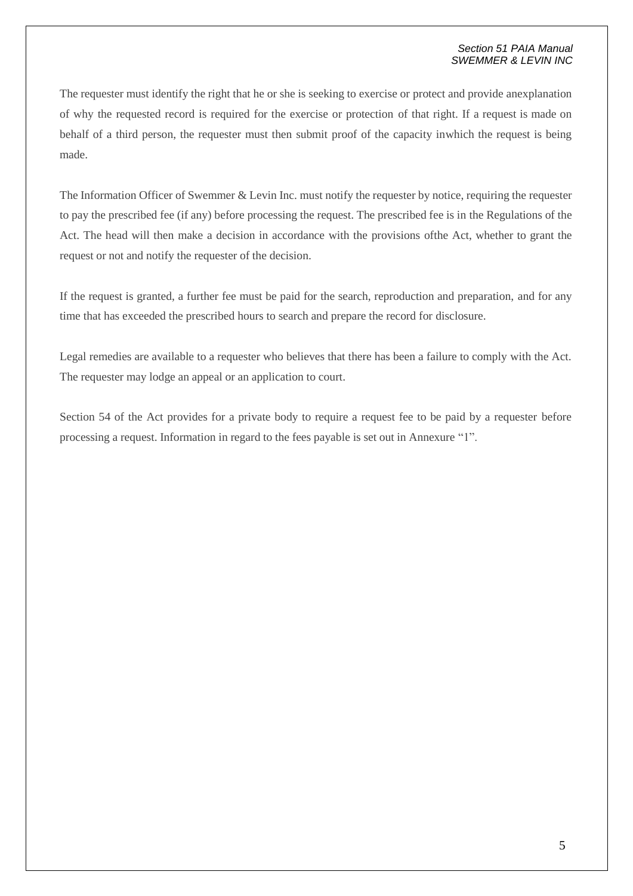The requester must identify the right that he or she is seeking to exercise or protect and provide anexplanation of why the requested record is required for the exercise or protection of that right. If a request is made on behalf of a third person, the requester must then submit proof of the capacity inwhich the request is being made.

The Information Officer of Swemmer & Levin Inc. must notify the requester by notice, requiring the requester to pay the prescribed fee (if any) before processing the request. The prescribed fee is in the Regulations of the Act. The head will then make a decision in accordance with the provisions ofthe Act, whether to grant the request or not and notify the requester of the decision.

If the request is granted, a further fee must be paid for the search, reproduction and preparation, and for any time that has exceeded the prescribed hours to search and prepare the record for disclosure.

Legal remedies are available to a requester who believes that there has been a failure to comply with the Act. The requester may lodge an appeal or an application to court.

Section 54 of the Act provides for a private body to require a request fee to be paid by a requester before processing a request. Information in regard to the fees payable is set out in Annexure "1".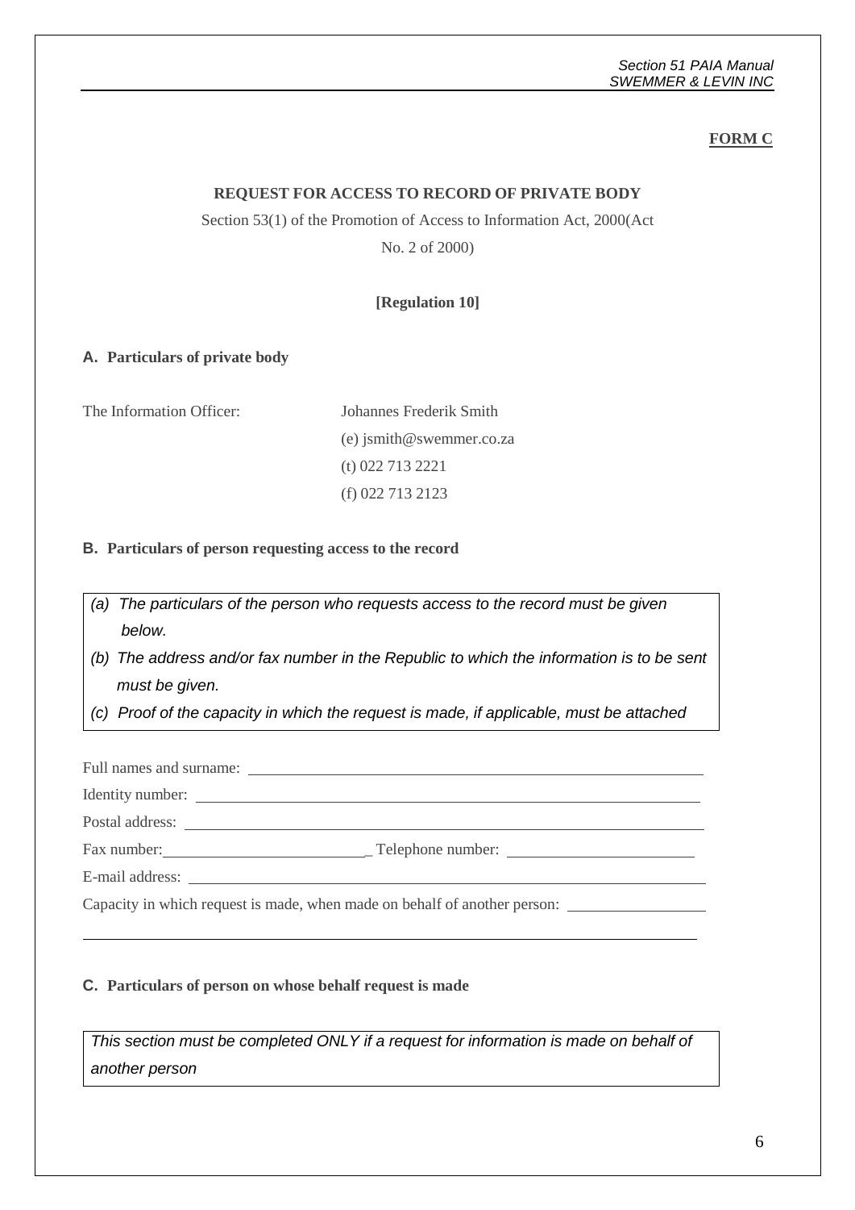**FORM C**

**REQUEST FOR ACCESS TO RECORD OF PRIVATE BODY**

Section 53(1) of the Promotion of Access to Information Act, 2000(Act No. 2 of 2000)

**[Regulation 10]**

**A. Particulars of private body**

The Information Officer: Johannes Frederik Smith
(e) jsmith@swemmer.co.za
(t) 022 713 2221
(f) 022 713 2123

**B. Particulars of person requesting access to the record**

> *(a) The particulars of the person who requests access to the record must be given below.*
> *(b) The address and/or fax number in the Republic to which the information is to be sent must be given.*
> *(c) Proof of the capacity in which the request is made, if applicable, must be attached*

Full names and surname: ____________________

Identity number: ____________________

Postal address: ____________________

Fax number: ____________________ Telephone number: ____________________

E-mail address: ____________________

Capacity in which request is made, when made on behalf of another person: ____________________

____________________

**C. Particulars of person on whose behalf request is made**

> *This section must be completed ONLY if a request for information is made on behalf of another person*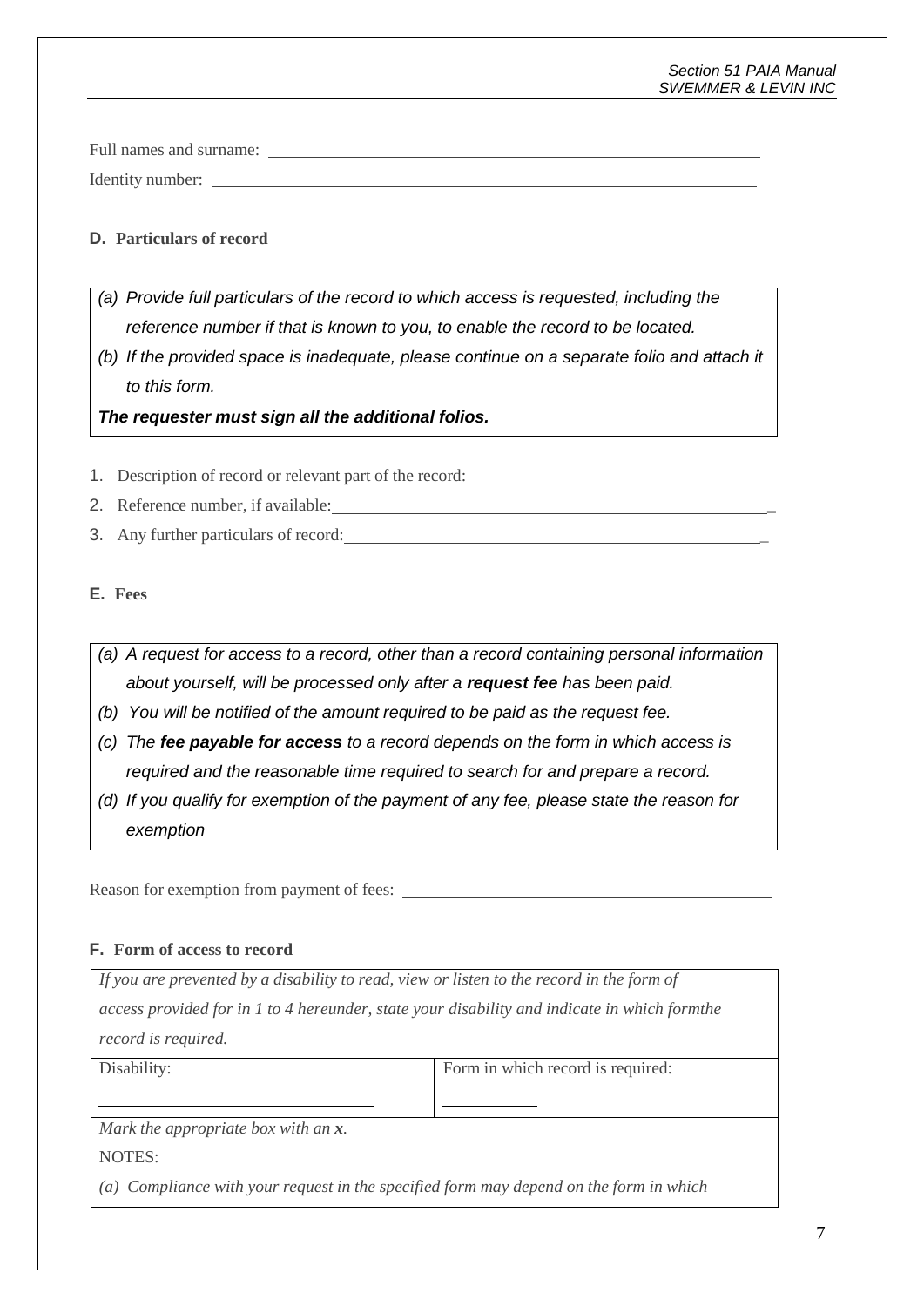Full names and surname: ______________________________

Identity number: ______________________________

**D. Particulars of record**

> *(a) Provide full particulars of the record to which access is requested, including the reference number if that is known to you, to enable the record to be located.*
>
> *(b) If the provided space is inadequate, please continue on a separate folio and attach it to this form.*
>
> ***The requester must sign all the additional folios.***

1. Description of record or relevant part of the record: ______________________________
2. Reference number, if available: ______________________________
3. Any further particulars of record: ______________________________

**E. Fees**

> *(a) A request for access to a record, other than a record containing personal information about yourself, will be processed only after a **request fee** has been paid.*
>
> *(b) You will be notified of the amount required to be paid as the request fee.*
>
> *(c) The **fee payable for access** to a record depends on the form in which access is required and the reasonable time required to search for and prepare a record.*
>
> *(d) If you qualify for exemption of the payment of any fee, please state the reason for exemption*

Reason for exemption from payment of fees: ______________________________

**F. Form of access to record**

| *If you are prevented by a disability to read, view or listen to the record in the form of access provided for in 1 to 4 hereunder, state your disability and indicate in which formthe record is required.* | |
|---|---|
| Disability: ______________________________ | Form in which record is required: ______________ |
| *Mark the appropriate box with an **x**.*<br>NOTES:<br>*(a) Compliance with your request in the specified form may depend on the form in which* | |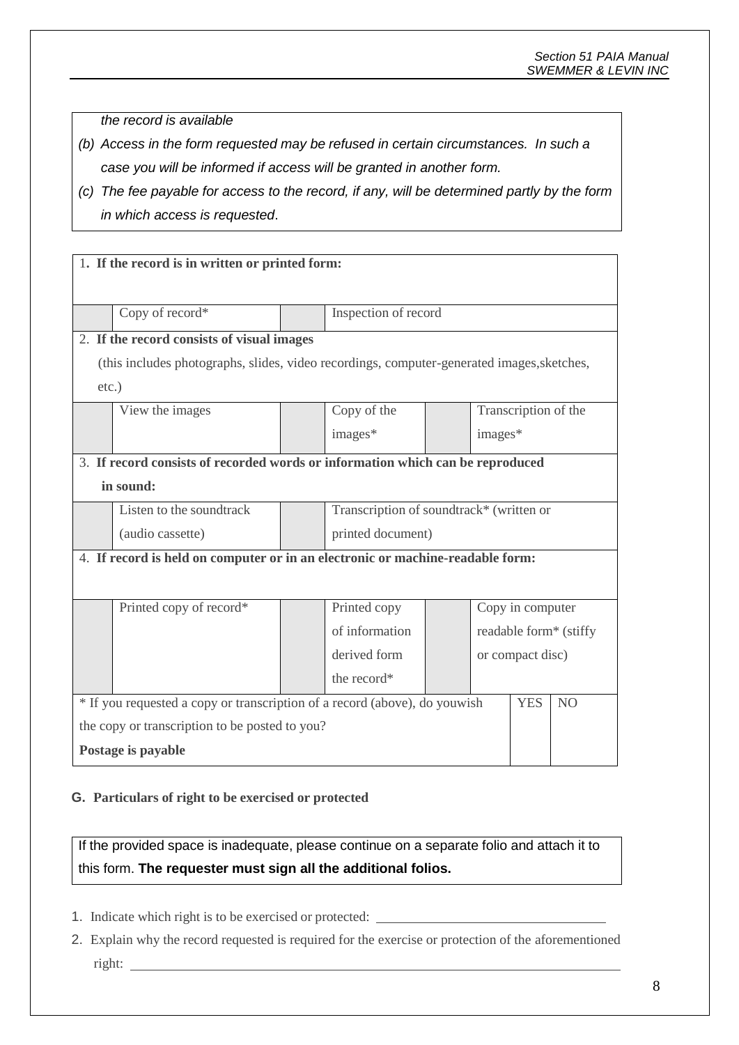*the record is available*

*(b) Access in the form requested may be refused in certain circumstances. In such a case you will be informed if access will be granted in another form.*

*(c) The fee payable for access to the record, if any, will be determined partly by the form in which access is requested*.

| 1. **If the record is in written or printed form:** | | | | | | |
|---|---|---|---|---|---|---|
| | Copy of record* | | Inspection of record | | | |
| 2. **If the record consists of visual images** (this includes photographs, slides, video recordings, computer-generated images,sketches, etc.) | | | | | | |
| | View the images | | Copy of the images* | | Transcription of the images* | |
| 3. **If record consists of recorded words or information which can be reproduced in sound:** | | | | | | |
| | Listen to the soundtrack (audio cassette) | | Transcription of soundtrack* (written or printed document) | | | |
| 4. **If record is held on computer or in an electronic or machine-readable form:** | | | | | | |
| | Printed copy of record* | | Printed copy of information derived form the record* | | Copy in computer readable form* (stiffy or compact disc) | |
| * If you requested a copy or transcription of a record (above), do youwish the copy or transcription to be posted to you? **Postage is payable** | | | | | YES | NO |

**G. Particulars of right to be exercised or protected**

If the provided space is inadequate, please continue on a separate folio and attach it to this form. **The requester must sign all the additional folios.**

1. Indicate which right is to be exercised or protected: ________________________________
2. Explain why the record requested is required for the exercise or protection of the aforementioned right: ________________________________________________________________________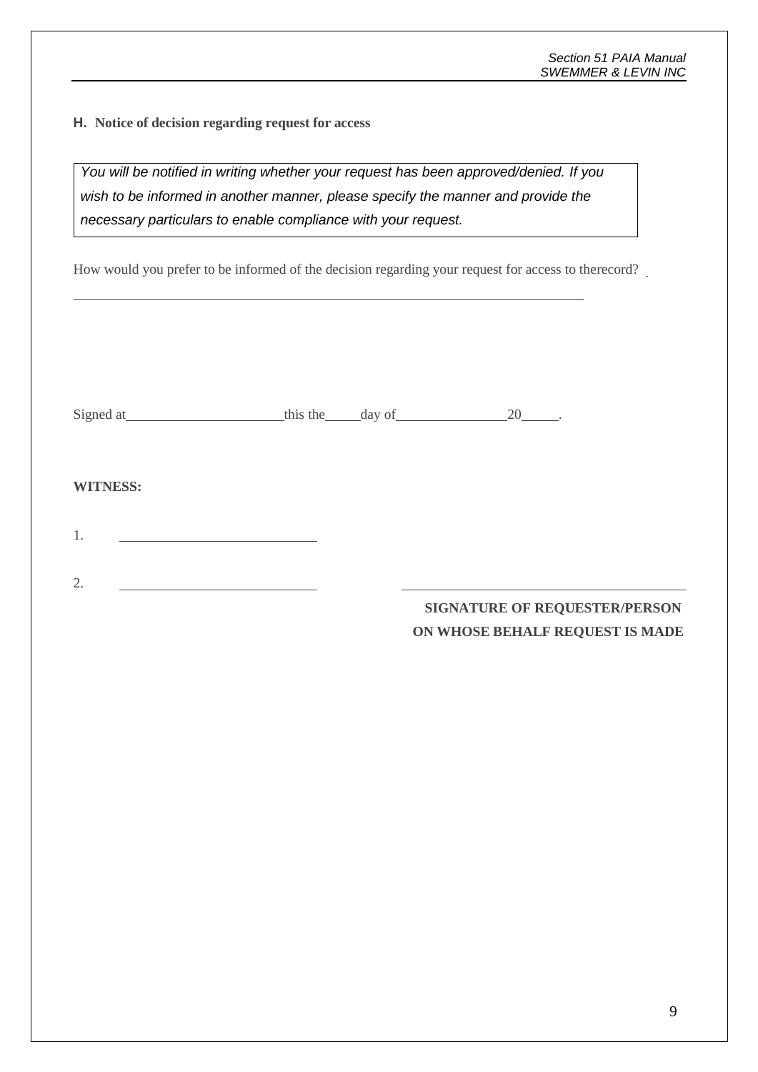**H. Notice of decision regarding request for access**

*You will be notified in writing whether your request has been approved/denied. If you wish to be informed in another manner, please specify the manner and provide the necessary particulars to enable compliance with your request.*

How would you prefer to be informed of the decision regarding your request for access to therecord?

\_\_\_\_\_\_\_\_\_\_\_\_\_\_\_\_\_\_\_\_\_\_\_\_\_\_\_\_\_\_\_\_\_\_\_\_\_\_\_\_\_\_\_\_\_\_\_\_\_\_\_\_\_\_\_\_\_\_\_\_\_\_\_\_

Signed at\_\_\_\_\_\_\_\_\_\_\_\_\_\_\_\_\_\_\_\_\_\_this the\_\_\_\_\_day of\_\_\_\_\_\_\_\_\_\_\_\_\_\_\_\_20\_\_\_\_\_.

**WITNESS:**

1. \_\_\_\_\_\_\_\_\_\_\_\_\_\_\_\_\_\_\_\_\_\_\_\_\_\_\_\_

2. \_\_\_\_\_\_\_\_\_\_\_\_\_\_\_\_\_\_\_\_\_\_\_\_\_\_\_\_

\_\_\_\_\_\_\_\_\_\_\_\_\_\_\_\_\_\_\_\_\_\_\_\_\_\_\_\_\_\_\_\_\_\_\_\_\_\_\_\_

**SIGNATURE OF REQUESTER/PERSON ON WHOSE BEHALF REQUEST IS MADE**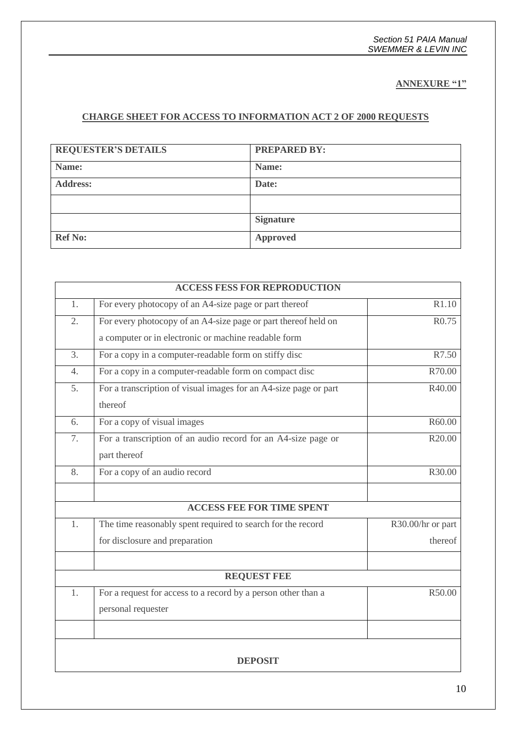**ANNEXURE "1"**

**CHARGE SHEET FOR ACCESS TO INFORMATION ACT 2 OF 2000 REQUESTS**

| **REQUESTER'S DETAILS** | **PREPARED BY:** |
|---|---|
| **Name:** | **Name:** |
| **Address:** | **Date:** |
| | |
| | **Signature** |
| **Ref No:** | **Approved** |

| **ACCESS FESS FOR REPRODUCTION** | | |
|---|---|---|
| 1. | For every photocopy of an A4-size page or part thereof | R1.10 |
| 2. | For every photocopy of an A4-size page or part thereof held on a computer or in electronic or machine readable form | R0.75 |
| 3. | For a copy in a computer-readable form on stiffy disc | R7.50 |
| 4. | For a copy in a computer-readable form on compact disc | R70.00 |
| 5. | For a transcription of visual images for an A4-size page or part thereof | R40.00 |
| 6. | For a copy of visual images | R60.00 |
| 7. | For a transcription of an audio record for an A4-size page or part thereof | R20.00 |
| 8. | For a copy of an audio record | R30.00 |
| | | |
| **ACCESS FEE FOR TIME SPENT** | | |
| 1. | The time reasonably spent required to search for the record for disclosure and preparation | R30.00/hr or part thereof |
| | | |
| **REQUEST FEE** | | |
| 1. | For a request for access to a record by a person other than a personal requester | R50.00 |
| | | |
| **DEPOSIT** | | |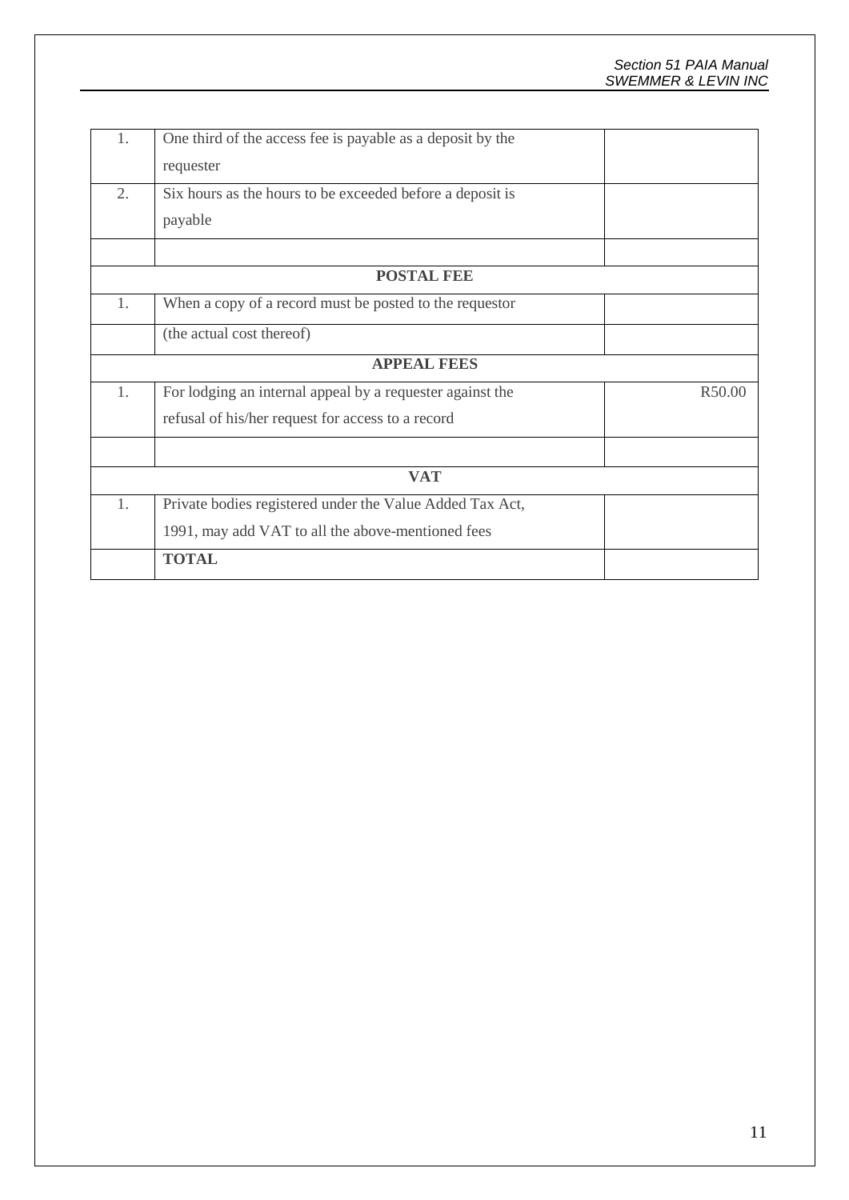| | | |
|---|---|---|
| 1. | One third of the access fee is payable as a deposit by the requester | |
| 2. | Six hours as the hours to be exceeded before a deposit is payable | |
| | | |
| | **POSTAL FEE** | |
| 1. | When a copy of a record must be posted to the requestor | |
| | (the actual cost thereof) | |
| | **APPEAL FEES** | |
| 1. | For lodging an internal appeal by a requester against the refusal of his/her request for access to a record | R50.00 |
| | | |
| | **VAT** | |
| 1. | Private bodies registered under the Value Added Tax Act, 1991, may add VAT to all the above-mentioned fees | |
| | **TOTAL** | |